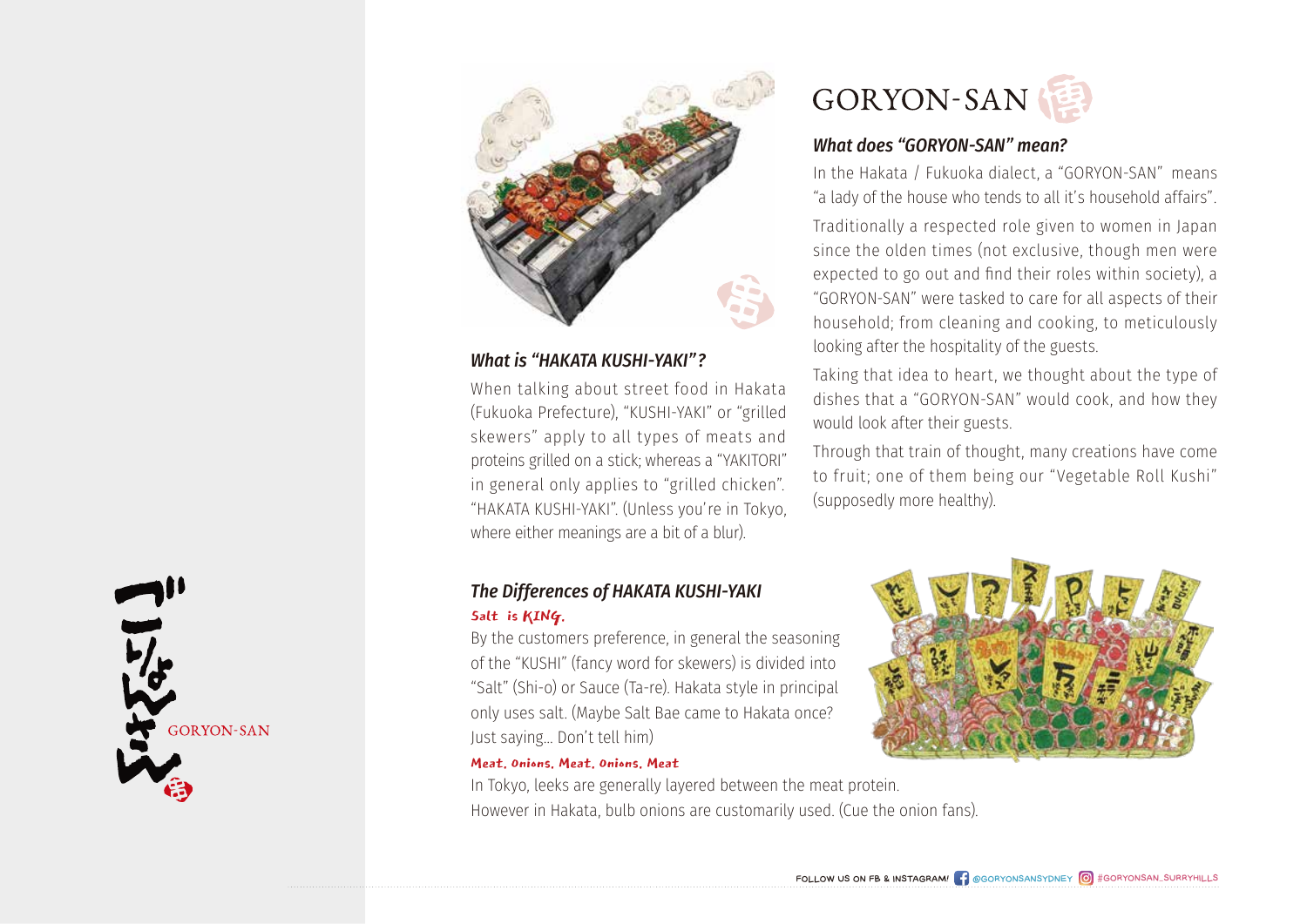# GORYON-SAN

### *What does "GORYON-SAN" mean?*

In the Hakata / Fukuoka dialect, a "GORYON-SAN" means "a lady of the house who tends to all it's household affairs".

Traditionally a respected role given to women in Japan since the olden times (not exclusive, though men were expected to go out and find their roles within society), a "GORYON-SAN" were tasked to care for all aspects of their household; from cleaning and cooking, to meticulously looking after the hospitality of the guests.

Taking that idea to heart, we thought about the type of dishes that a "GORYON-SAN" would cook, and how they would look after their guests.

Through that train of thought, many creations have come to fruit; one of them being our "Vegetable Roll Kushi" (supposedly more healthy).

### *What is "HAKATA KUSHI-YAKI"?*

When talking about street food in Hakata (Fukuoka Prefecture), "KUSHI-YAKI" or "grilled skewers" apply to all types of meats and proteins grilled on a stick; whereas a "YAKITORI" in general only applies to "grilled chicken". "HAKATA KUSHI-YAKI". (Unless you're in Tokyo, where either meanings are a bit of a blur).

### *The Differences of HAKATA KUSHI-YAKI*

**Salt is KING.**

By the customers preference, in general the seasoning of the "KUSHI" (fancy word for skewers) is divided into "Salt" (Shi-o) or Sauce (Ta-re). Hakata style in principal only uses salt. (Maybe Salt Bae came to Hakata once? Just saying... Don't tell him)

**Meat, Onions, Meat, Onions, Meat**

In Tokyo, leeks are generally layered between the meat protein.
However in Hakata, bulb onions are customarily used. (Cue the onion fans).

FOLLOW US ON FB & INSTAGRAM! @GORYONSANSYDNEY #GORYONSAN_SURRYHILLS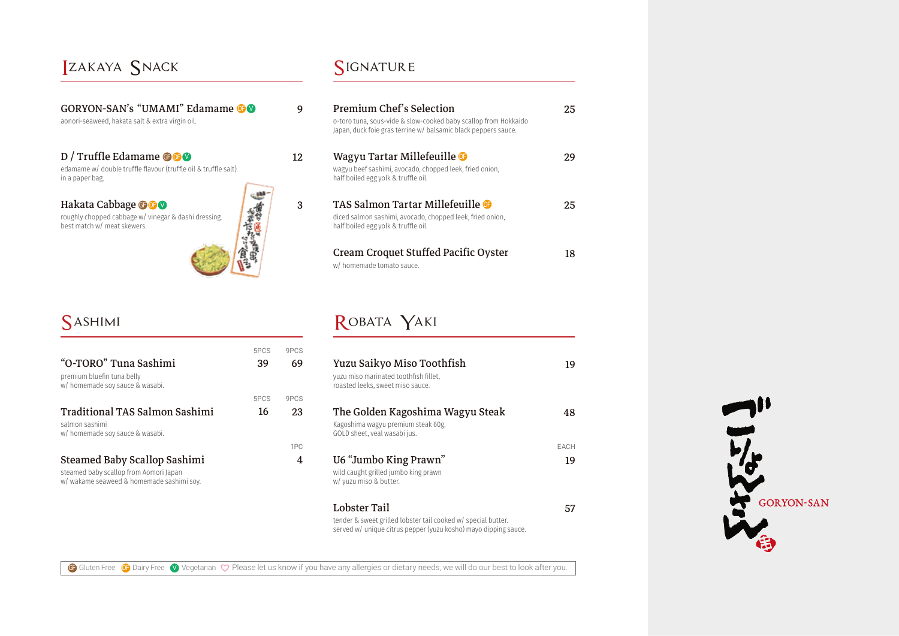## Izakaya Snack

**GORYON-SAN's "UMAMI" Edamame** DF V — 9
aonori-seaweed, hakata salt & extra virgin oil.

**D / Truffle Edamame** GF DF V — 12
edamame w/ double truffle flavour (truffle oil & truffle salt).
in a paper bag.

**Hakata Cabbage** GF DF V — 3
roughly chopped cabbage w/ vinegar & dashi dressing.
best match w/ meat skewers.

## Signature

**Premium Chef's Selection** — 25
o-toro tuna, sous-vide & slow-cooked baby scallop from Hokkaido Japan, duck foie gras terrine w/ balsamic black peppers sauce.

**Wagyu Tartar Millefeuille** DF — 29
wagyu beef sashimi, avocado, chopped leek, fried onion,
half boiled egg yolk & truffle oil.

**TAS Salmon Tartar Millefeuille** DF — 25
diced salmon sashimi, avocado, chopped leek, fried onion,
half boiled egg yolk & truffle oil.

**Cream Croquet Stuffed Pacific Oyster** — 18
w/ homemade tomato sauce.

## Sashimi

| | 5PCS | 9PCS |
|---|---|---|
| **"O-TORO" Tuna Sashimi**<br>premium bluefin tuna belly<br>w/ homemade soy sauce & wasabi. | 39 | 69 |
| **Traditional TAS Salmon Sashimi**<br>salmon sashimi<br>w/ homemade soy sauce & wasabi. | 16 | 23 |

**Steamed Baby Scallop Sashimi** — 1PC 4
steamed baby scallop from Aomori Japan
w/ wakame seaweed & homemade sashimi soy.

## Robata Yaki

**Yuzu Saikyo Miso Toothfish** — 19
yuzu miso marinated toothfish fillet,
roasted leeks, sweet miso sauce.

**The Golden Kagoshima Wagyu Steak** — 48
Kagoshima wagyu premium steak 60g,
GOLD sheet, veal wasabi jus.

**U6 "Jumbo King Prawn"** — EACH 19
wild caught grilled jumbo king prawn
w/ yuzu miso & butter.

**Lobster Tail** — 57
tender & sweet grilled lobster tail cooked w/ special butter.
served w/ unique citrus pepper (yuzu kosho) mayo dipping sauce.

GF Gluten Free  DF Dairy Free  V Vegetarian  ♡ Please let us know if you have any allergies or dietary needs, we will do our best to look after you.

ごりょんさん GORYON-SAN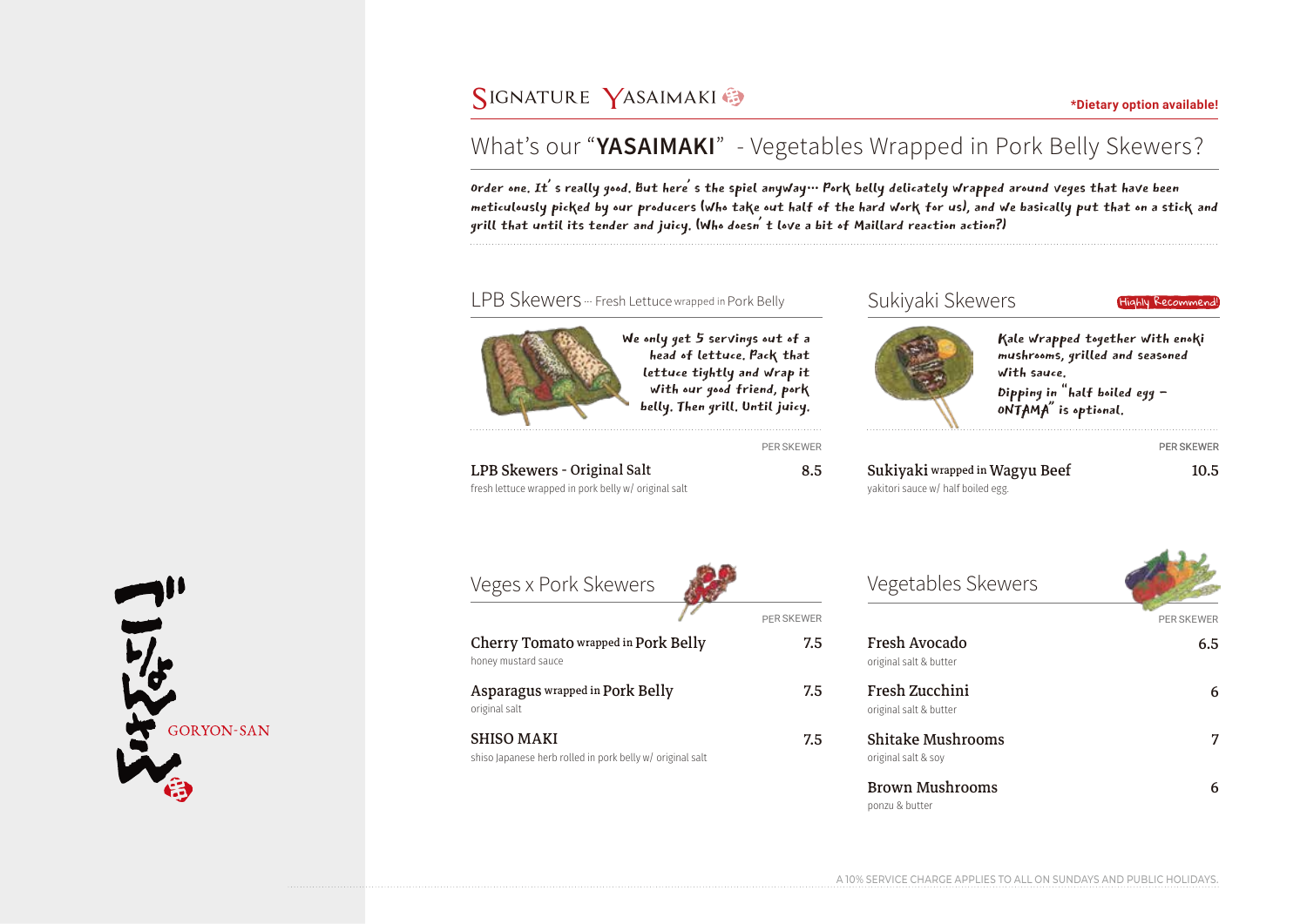## Signature Yasaimaki

**\*Dietary option available!**

# What's our "**YASAIMAKI**" - Vegetables Wrapped in Pork Belly Skewers?

*Order one. It's really good. But here's the spiel anyway… Pork belly delicately wrapped around veges that have been meticulously picked by our producers (who take out half of the hard work for us), and we basically put that on a stick and grill that until its tender and juicy. (Who doesn't love a bit of Maillard reaction action?)*

### LPB Skewers ··· Fresh Lettuce wrapped in Pork Belly

*We only get 5 servings out of a head of lettuce. Pack that lettuce tightly and wrap it with our good friend, pork belly. Then grill. Until juicy.*

| | PER SKEWER |
|---|---|
| **LPB Skewers - Original Salt**<br>fresh lettuce wrapped in pork belly w/ original salt | 8.5 |

### Sukiyaki Skewers

**Highly Recommend!**

*Kale wrapped together with enoki mushrooms, grilled and seasoned with sauce.*
*Dipping in "half boiled egg - ONTAMA" is optional.*

| | PER SKEWER |
|---|---|
| **Sukiyaki wrapped in Wagyu Beef**<br>yakitori sauce w/ half boiled egg. | 10.5 |

### Veges x Pork Skewers

| | PER SKEWER |
|---|---|
| **Cherry Tomato wrapped in Pork Belly**<br>honey mustard sauce | 7.5 |
| **Asparagus wrapped in Pork Belly**<br>original salt | 7.5 |
| **SHISO MAKI**<br>shiso Japanese herb rolled in pork belly w/ original salt | 7.5 |

### Vegetables Skewers

| | PER SKEWER |
|---|---|
| **Fresh Avocado**<br>original salt & butter | 6.5 |
| **Fresh Zucchini**<br>original salt & butter | 6 |
| **Shitake Mushrooms**<br>original salt & soy | 7 |
| **Brown Mushrooms**<br>ponzu & butter | 6 |

A 10% SERVICE CHARGE APPLIES TO ALL ON SUNDAYS AND PUBLIC HOLIDAYS.

ごりょんさん GORYON-SAN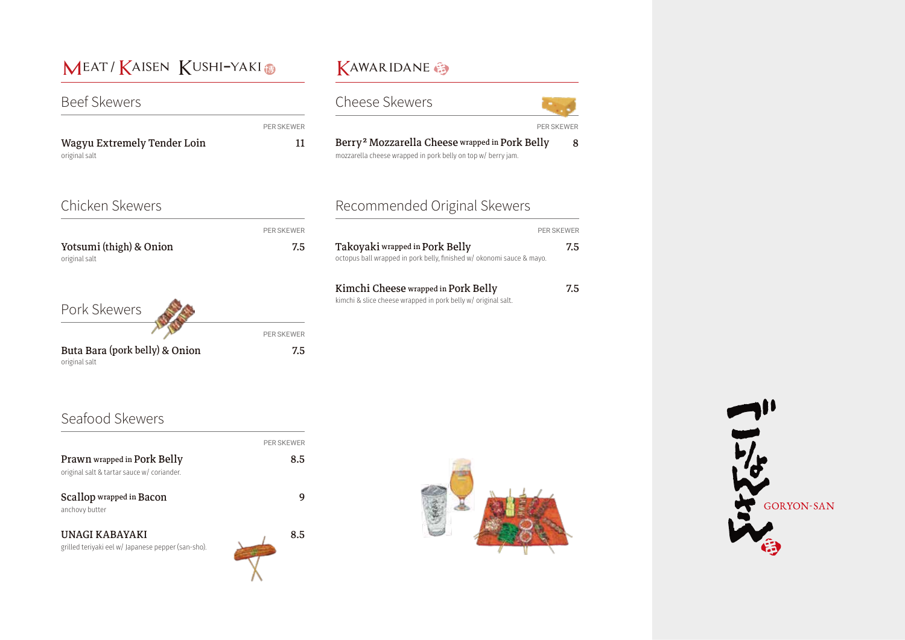# MEAT / KAISEN KUSHI-YAKI

## Beef Skewers

PER SKEWER

**Wagyu Extremely Tender Loin** — 11
original salt

## Chicken Skewers

PER SKEWER

**Yotsumi (thigh) & Onion** — 7.5
original salt

## Pork Skewers

PER SKEWER

**Buta Bara (pork belly) & Onion** — 7.5
original salt

## Seafood Skewers

PER SKEWER

**Prawn** wrapped in **Pork Belly** — 8.5
original salt & tartar sauce w/ coriander.

**Scallop** wrapped in **Bacon** — 9
anchovy butter

**UNAGI KABAYAKI** — 8.5
grilled teriyaki eel w/ Japanese pepper (san-sho).

# KAWARIDANE

## Cheese Skewers

PER SKEWER

**Berry² Mozzarella Cheese** wrapped in **Pork Belly** — 8
mozzarella cheese wrapped in pork belly on top w/ berry jam.

## Recommended Original Skewers

PER SKEWER

**Takoyaki** wrapped in **Pork Belly** — 7.5
octopus ball wrapped in pork belly, finished w/ okonomi sauce & mayo.

**Kimchi Cheese** wrapped in **Pork Belly** — 7.5
kimchi & slice cheese wrapped in pork belly w/ original salt.

ごりょんさん
GORYON-SAN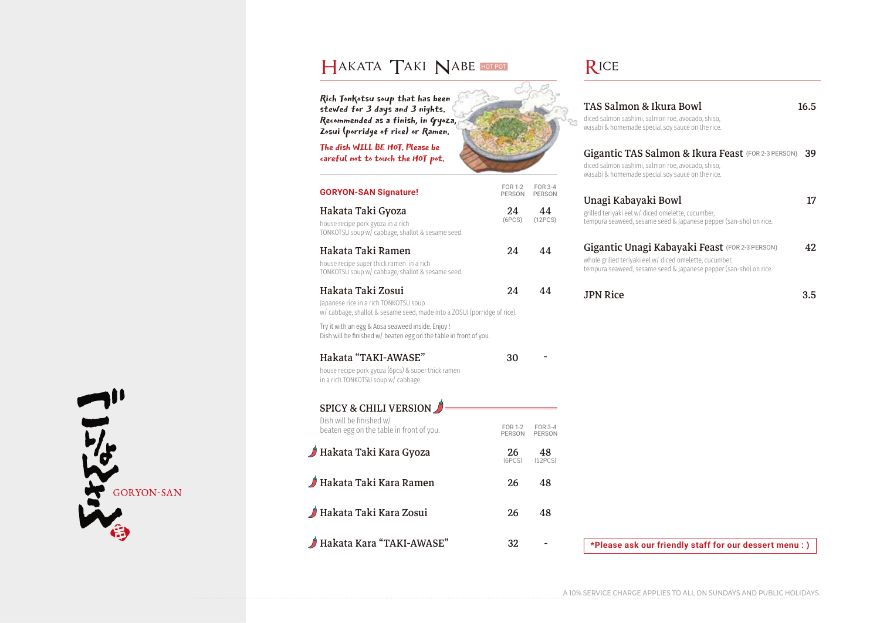## Hakata Taki Nabe HOT POT

Rich Tonkotsu soup that has been stewed for 3 days and 3 nights. Recommended as a finish, in Gyoza, Zosui (porridge of rice) or Ramen.

The dish WILL BE HOT. Please be careful not to touch the HOT pot.

| GORYON-SAN Signature! | FOR 1-2 PERSON | FOR 3-4 PERSON |
|---|---|---|
| **Hakata Taki Gyoza**<br>house recipe pork gyoza in a rich TONKOTSU soup w/ cabbage, shallot & sesame seed. | 24 (6PCS) | 44 (12PCS) |
| **Hakata Taki Ramen**<br>house recipe super thick ramen in a rich TONKOTSU soup w/ cabbage, shallot & sesame seed. | 24 | 44 |
| **Hakata Taki Zosui**<br>Japanese rice in a rich TONKOTSU soup w/ cabbage, shallot & sesame seed, made into a ZOSUI (porridge of rice).<br>Try it with an egg & Aosa seaweed inside. Enjoy !<br>Dish will be finished w/ beaten egg on the table in front of you. | 24 | 44 |
| **Hakata "TAKI-AWASE"**<br>house recipe pork gyoza (6pcs) & super thick ramen in a rich TONKOTSU soup w/ cabbage. | 30 | - |

### SPICY & CHILI VERSION

Dish will be finished w/ beaten egg on the table in front of you.

| | FOR 1-2 PERSON | FOR 3-4 PERSON |
|---|---|---|
| Hakata Taki Kara Gyoza | 26 (6PCS) | 48 (12PCS) |
| Hakata Taki Kara Ramen | 26 | 48 |
| Hakata Taki Kara Zosui | 26 | 48 |
| Hakata Kara "TAKI-AWASE" | 32 | - |

## Rice

**TAS Salmon & Ikura Bowl** — 16.5
diced salmon sashimi, salmon roe, avocado, shiso, wasabi & homemade special soy sauce on the rice.

**Gigantic TAS Salmon & Ikura Feast** (FOR 2-3 PERSON) — 39
diced salmon sashimi, salmon roe, avocado, shiso, wasabi & homemade special soy sauce on the rice.

**Unagi Kabayaki Bowl** — 17
grilled teriyaki eel w/ diced omelette, cucumber, tempura seaweed, sesame seed & Japanese pepper (san-sho) on rice.

**Gigantic Unagi Kabayaki Feast** (FOR 2-3 PERSON) — 42
whole grilled teriyaki eel w/ diced omelette, cucumber, tempura seaweed, sesame seed & Japanese pepper (san-sho) on rice.

**JPN Rice** — 3.5

**\*Please ask our friendly staff for our dessert menu : )**

GORYON-SAN

A 10% SERVICE CHARGE APPLIES TO ALL ON SUNDAYS AND PUBLIC HOLIDAYS.